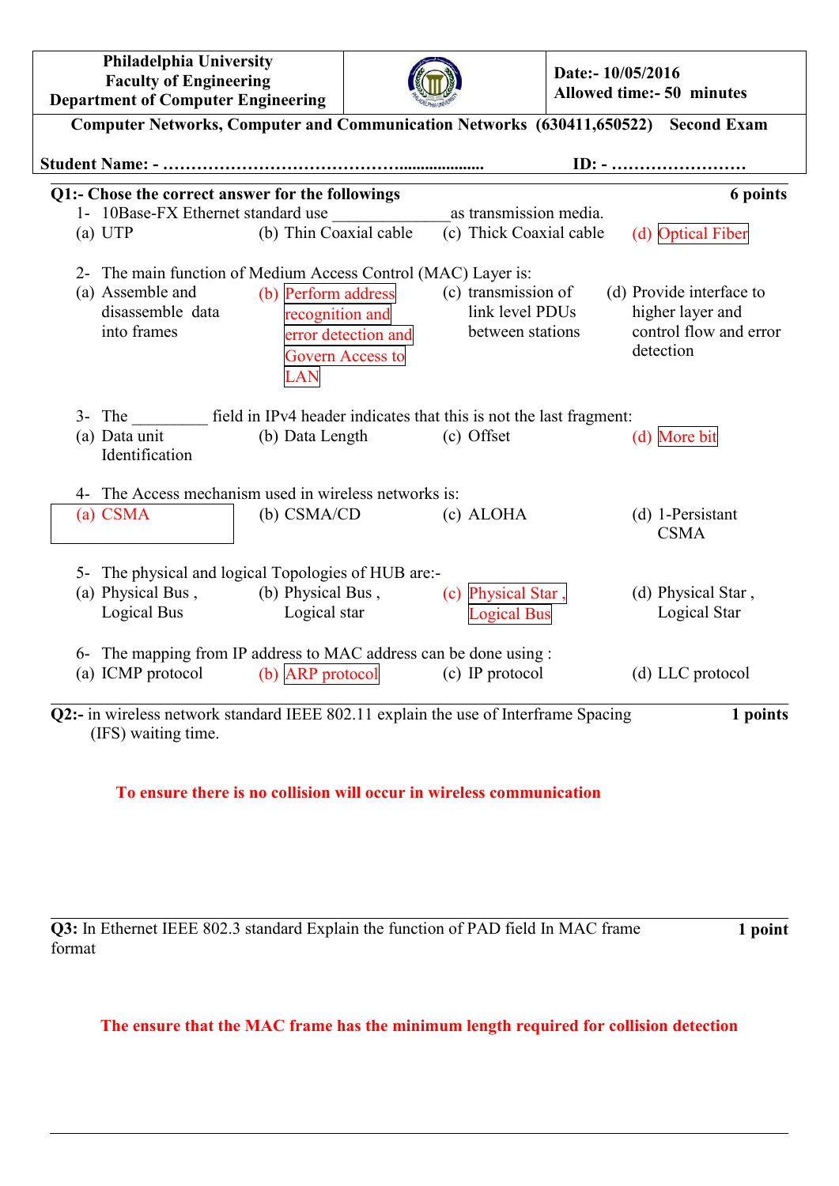| Philadelphia University<br>Faculty of Engineering<br>Department of Computer Engineering | | Date:- 10/05/2016<br>Allowed time:- 50 minutes |
|---|---|---|

**Computer Networks, Computer and Communication Networks (630411,650522) Second Exam**

**Student Name: - …………………………………....................** **ID: - ……………………**

**Q1:- Chose the correct answer for the followings** **6 points**

1- 10Base-FX Ethernet standard use ______________as transmission media.
(a) UTP (b) Thin Coaxial cable (c) Thick Coaxial cable (d) Optical Fiber

2- The main function of Medium Access Control (MAC) Layer is:
(a) Assemble and disassemble data into frames (b) Perform address recognition and error detection and Govern Access to LAN (c) transmission of link level PDUs between stations (d) Provide interface to higher layer and control flow and error detection

3- The _________ field in IPv4 header indicates that this is not the last fragment:
(a) Data unit Identification (b) Data Length (c) Offset (d) More bit

4- The Access mechanism used in wireless networks is:
(a) CSMA (b) CSMA/CD (c) ALOHA (d) 1-Persistant CSMA

5- The physical and logical Topologies of HUB are:-
(a) Physical Bus , Logical Bus (b) Physical Bus , Logical star (c) Physical Star , Logical Bus (d) Physical Star , Logical Star

6- The mapping from IP address to MAC address can be done using :
(a) ICMP protocol (b) ARP protocol (c) IP protocol (d) LLC protocol

**Q2:-** in wireless network standard IEEE 802.11 explain the use of Interframe Spacing (IFS) waiting time. **1 points**

**To ensure there is no collision will occur in wireless communication**

**Q3:** In Ethernet IEEE 802.3 standard Explain the function of PAD field In MAC frame format **1 point**

**The ensure that the MAC frame has the minimum length required for collision detection**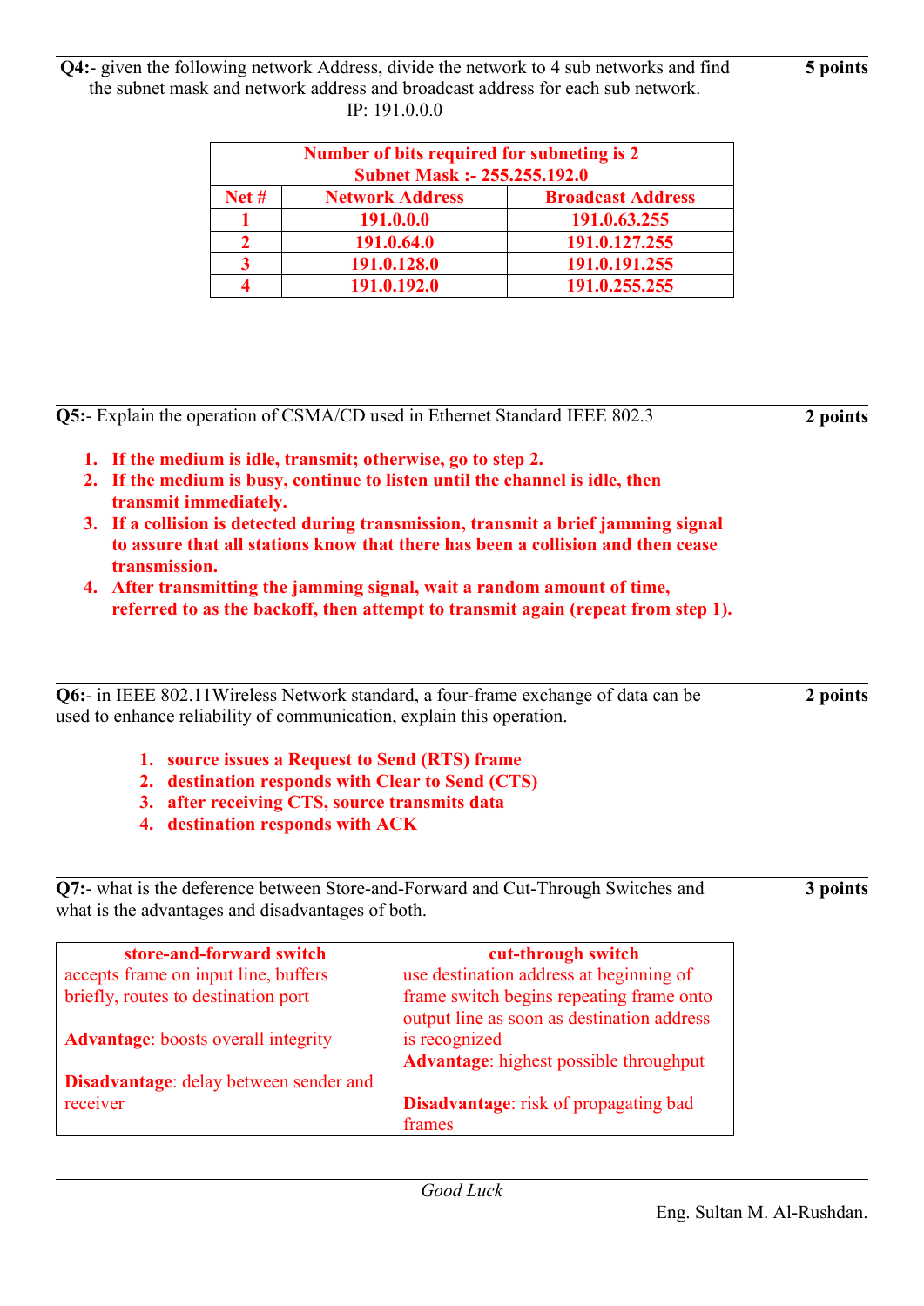**Q4:**- given the following network Address, divide the network to 4 sub networks and find the subnet mask and network address and broadcast address for each sub network. **5 points**

IP: 191.0.0.0

| **Number of bits required for subneting is 2<br>Subnet Mask :- 255.255.192.0** | | |
|---|---|---|
| **Net #** | **Network Address** | **Broadcast Address** |
| **1** | **191.0.0.0** | **191.0.63.255** |
| **2** | **191.0.64.0** | **191.0.127.255** |
| **3** | **191.0.128.0** | **191.0.191.255** |
| **4** | **191.0.192.0** | **191.0.255.255** |

**Q5:**- Explain the operation of CSMA/CD used in Ethernet Standard IEEE 802.3 **2 points**

1. **If the medium is idle, transmit; otherwise, go to step 2.**
2. **If the medium is busy, continue to listen until the channel is idle, then transmit immediately.**
3. **If a collision is detected during transmission, transmit a brief jamming signal to assure that all stations know that there has been a collision and then cease transmission.**
4. **After transmitting the jamming signal, wait a random amount of time, referred to as the backoff, then attempt to transmit again (repeat from step 1).**

**Q6:**- in IEEE 802.11Wireless Network standard, a four-frame exchange of data can be used to enhance reliability of communication, explain this operation. **2 points**

1. **source issues a Request to Send (RTS) frame**
2. **destination responds with Clear to Send (CTS)**
3. **after receiving CTS, source transmits data**
4. **destination responds with ACK**

**Q7:**- what is the deference between Store-and-Forward and Cut-Through Switches and what is the advantages and disadvantages of both. **3 points**

| **store-and-forward switch** | **cut-through switch** |
|---|---|
| accepts frame on input line, buffers briefly, routes to destination port<br><br>**Advantage**: boosts overall integrity<br><br>**Disadvantage**: delay between sender and receiver | use destination address at beginning of frame switch begins repeating frame onto output line as soon as destination address is recognized<br>**Advantage**: highest possible throughput<br><br>**Disadvantage**: risk of propagating bad frames |

*Good Luck*

Eng. Sultan M. Al-Rushdan.